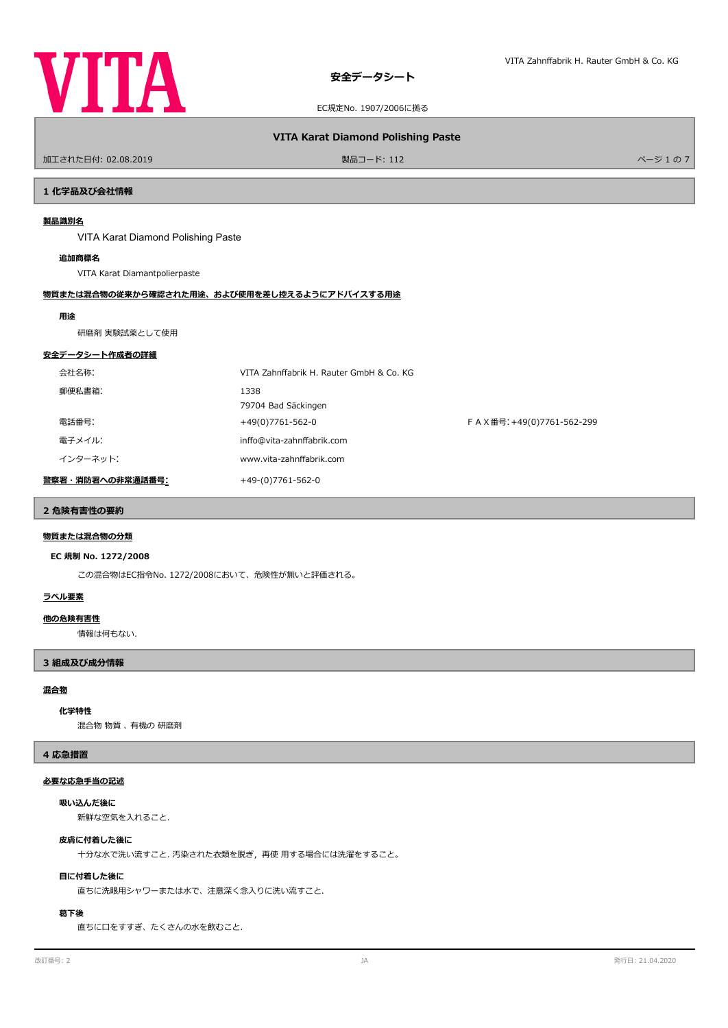VITA

# 安全データシート

EC規定No. 1907/2006に拠る

## VITA Karat Diamond Polishing Paste

加工された日付: 02.08.2019　製品コード: 112

## 1 化学品及び会社情報

**製品識別名**

VITA Karat Diamond Polishing Paste

**追加商標名**

VITA Karat Diamantpolierpaste

**物質または混合物の従来から確認された用途、および使用を差し控えるようにアドバイスする用途**

**用途**

研磨剤 実験試薬として使用

**安全データシート作成者の詳細**

| | | |
|---|---|---|
| 会社名称: | VITA Zahnffabrik H. Rauter GmbH & Co. KG | |
| 郵便私書箱: | 1338<br>79704 Bad Säckingen | |
| 電話番号: | +49(0)7761-562-0 | ＦＡＸ番号: +49(0)7761-562-299 |
| 電子メイル: | inffo@vita-zahnffabrik.com | |
| インターネット: | www.vita-zahnffabrik.com | |
| **警察署・消防署への非常通話番号:** | +49-(0)7761-562-0 | |

## 2 危険有害性の要約

**物質または混合物の分類**

**EC 規制 No. 1272/2008**

この混合物はEC指令No. 1272/2008において、危険性が無いと評価される。

**ラベル要素**

**他の危険有害性**

情報は何もない.

## 3 組成及び成分情報

**混合物**

**化学特性**

混合物 物質 、有機の 研磨剤

## 4 応急措置

**必要な応急手当の記述**

**吸い込んだ後に**

新鮮な空気を入れること.

**皮膚に付着した後に**

十分な水で洗い流すこと. 汚染された衣類を脱ぎ，再使 用する場合には洗濯をすること。

**目に付着した後に**

直ちに洗眼用シャワーまたは水で、注意深く念入りに洗い流すこと.

**嚥下後**

直ちに口をすすぎ、たくさんの水を飲むこと.

改訂番号: 2　JA　発行日: 21.04.2020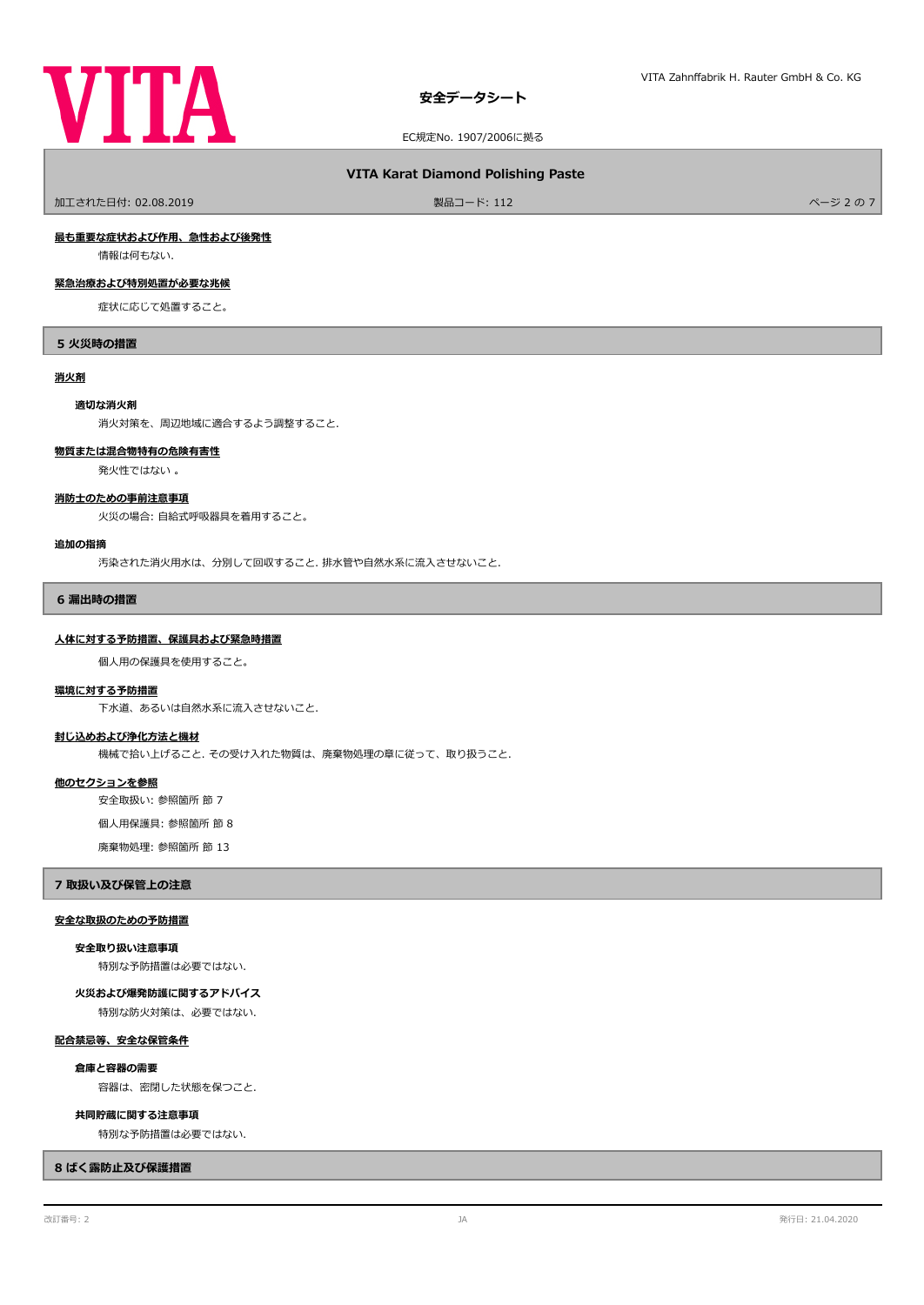**最も重要な症状および作用、急性および後発性**

情報は何もない.

**緊急治療および特別処置が必要な兆候**

症状に応じて処置すること。

## 5 火災時の措置

**消火剤**

### 適切な消火剤

消火対策を、周辺地域に適合するよう調整すること.

**物質または混合物特有の危険有害性**

発火性ではない 。

**消防士のための事前注意事項**

火災の場合: 自給式呼吸器具を着用すること。

**追加の指摘**

汚染された消火用水は、分別して回収すること. 排水管や自然水系に流入させないこと.

## 6 漏出時の措置

**人体に対する予防措置、保護具および緊急時措置**

個人用の保護具を使用すること。

**環境に対する予防措置**

下水道、あるいは自然水系に流入させないこと.

**封じ込めおよび浄化方法と機材**

機械で拾い上げること. その受け入れた物質は、廃棄物処理の章に従って、取り扱うこと.

**他のセクションを参照**

安全取扱い: 参照箇所 節 7

個人用保護具: 参照箇所 節 8

廃棄物処理: 参照箇所 節 13

## 7 取扱い及び保管上の注意

**安全な取扱のための予防措置**

### 安全取り扱い注意事項

特別な予防措置は必要ではない.

### 火災および爆発防護に関するアドバイス

特別な防火対策は、必要ではない.

**配合禁忌等、安全な保管条件**

### 倉庫と容器の需要

容器は、密閉した状態を保つこと.

### 共同貯蔵に関する注意事項

特別な予防措置は必要ではない.

## 8 ばく露防止及び保護措置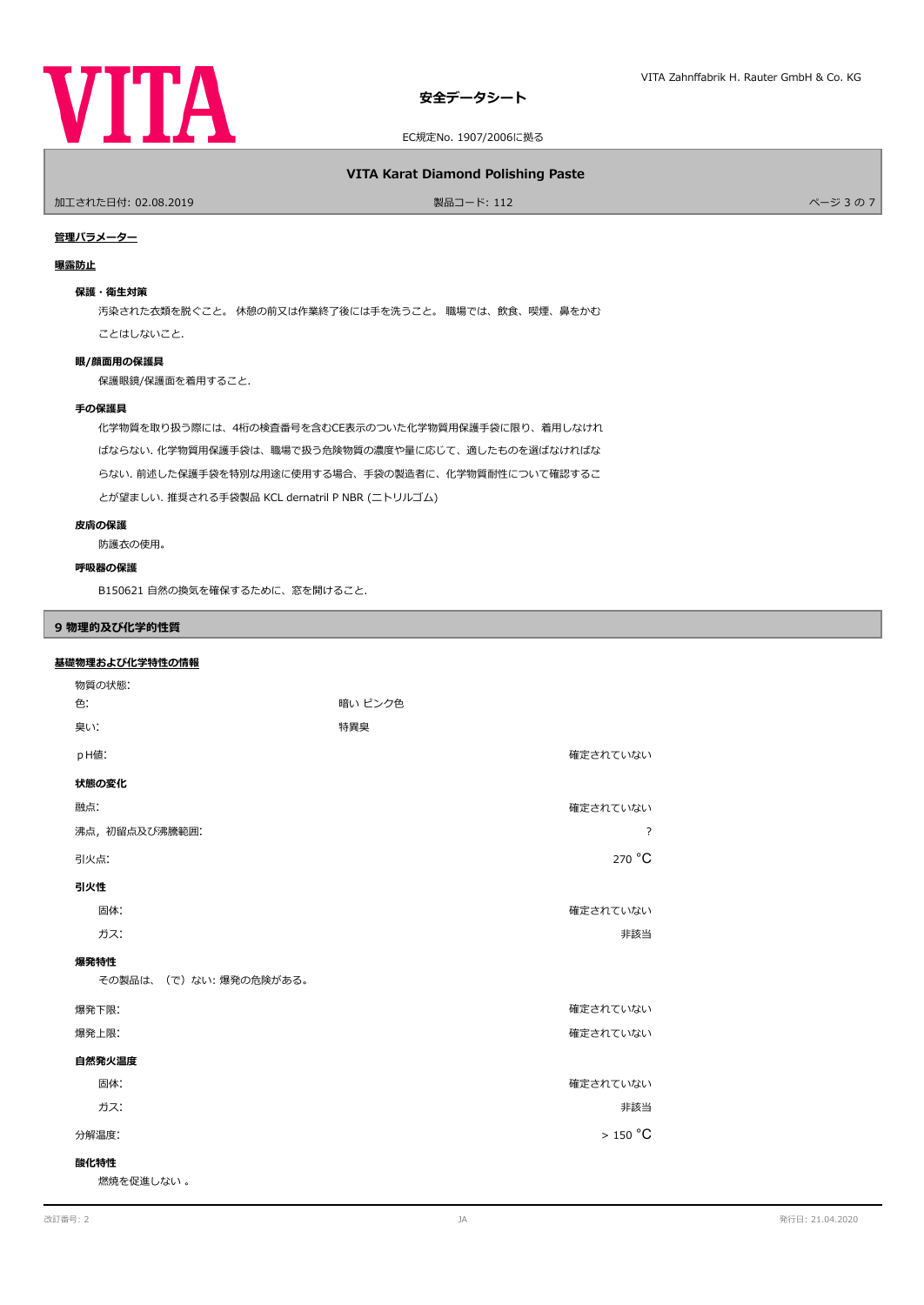#### 管理パラメーター

#### 曝露防止

**保護・衛生対策**

汚染された衣類を脱ぐこと。 休憩の前又は作業終了後には手を洗うこと。 職場では、飲食、喫煙、鼻をかむことはしないこと.

**眼/顔面用の保護具**

保護眼鏡/保護面を着用すること.

**手の保護具**

化学物質を取り扱う際には、4桁の検査番号を含むCE表示のついた化学物質用保護手袋に限り、着用しなければならない. 化学物質用保護手袋は、職場で扱う危険物質の濃度や量に応じて、適したものを選ばなければならない. 前述した保護手袋を特別な用途に使用する場合、手袋の製造者に、化学物質耐性について確認することが望ましい. 推奨される手袋製品 KCL dermatril P NBR (ニトリルゴム)

**皮膚の保護**

防護衣の使用。

**呼吸器の保護**

B150621 自然の換気を確保するために、窓を開けること.

## 9 物理的及び化学的性質

#### 基礎物理および化学特性の情報

物質の状態:

| | | |
|---|---|---|
| 色: | 暗い ピンク色 | |
| 臭い: | 特異臭 | |
| pH値: | | 確定されていない |

**状態の変化**

| | |
|---|---|
| 融点: | 確定されていない |
| 沸点，初留点及び沸騰範囲: | ? |
| 引火点: | 270 °C |

**引火性**

| | |
|---|---|
| 固体: | 確定されていない |
| ガス: | 非該当 |

**爆発特性**

その製品は、（で）ない: 爆発の危険がある。

| | |
|---|---|
| 爆発下限: | 確定されていない |
| 爆発上限: | 確定されていない |

**自然発火温度**

| | |
|---|---|
| 固体: | 確定されていない |
| ガス: | 非該当 |
| 分解温度: | > 150 °C |

**酸化特性**

燃焼を促進しない 。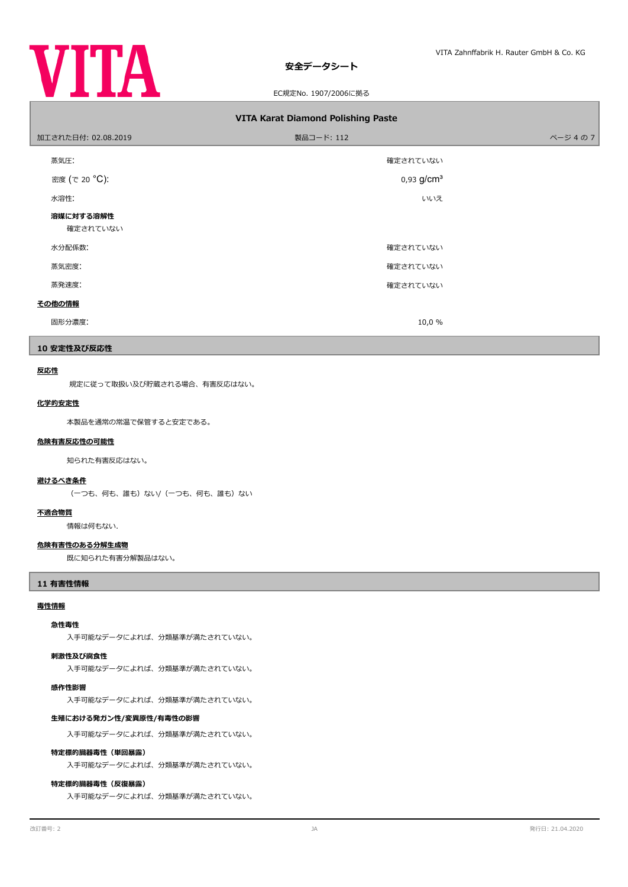| | |
|---|---|
| 蒸気圧: | 確定されていない |
| 密度 (で 20 °C): | 0,93 g/cm³ |
| 水溶性: | いいえ |

**溶媒に対する溶解性**

確定されていない

| | |
|---|---|
| 水分配係数: | 確定されていない |
| 蒸気密度: | 確定されていない |
| 蒸発速度: | 確定されていない |

**その他の情報**

| | |
|---|---|
| 固形分濃度: | 10,0 % |

## 10 安定性及び反応性

**反応性**

規定に従って取扱い及び貯蔵される場合、有害反応はない。

**化学的安定性**

本製品を通常の常温で保管すると安定である。

**危険有害反応性の可能性**

知られた有害反応はない。

**避けるべき条件**

（一つも、何も、誰も）ない/（一つも、何も、誰も）ない

**不適合物質**

情報は何もない.

**危険有害性のある分解生成物**

既に知られた有害分解製品はない。

## 11 有害性情報

**毒性情報**

**急性毒性**

入手可能なデータによれば、分類基準が満たされていない。

**刺激性及び腐食性**

入手可能なデータによれば、分類基準が満たされていない。

**感作性影響**

入手可能なデータによれば、分類基準が満たされていない。

**生殖における発ガン性/変異原性/有毒性の影響**

入手可能なデータによれば、分類基準が満たされていない。

**特定標的臓器毒性（単回暴露）**

入手可能なデータによれば、分類基準が満たされていない。

**特定標的臓器毒性（反復暴露）**

入手可能なデータによれば、分類基準が満たされていない。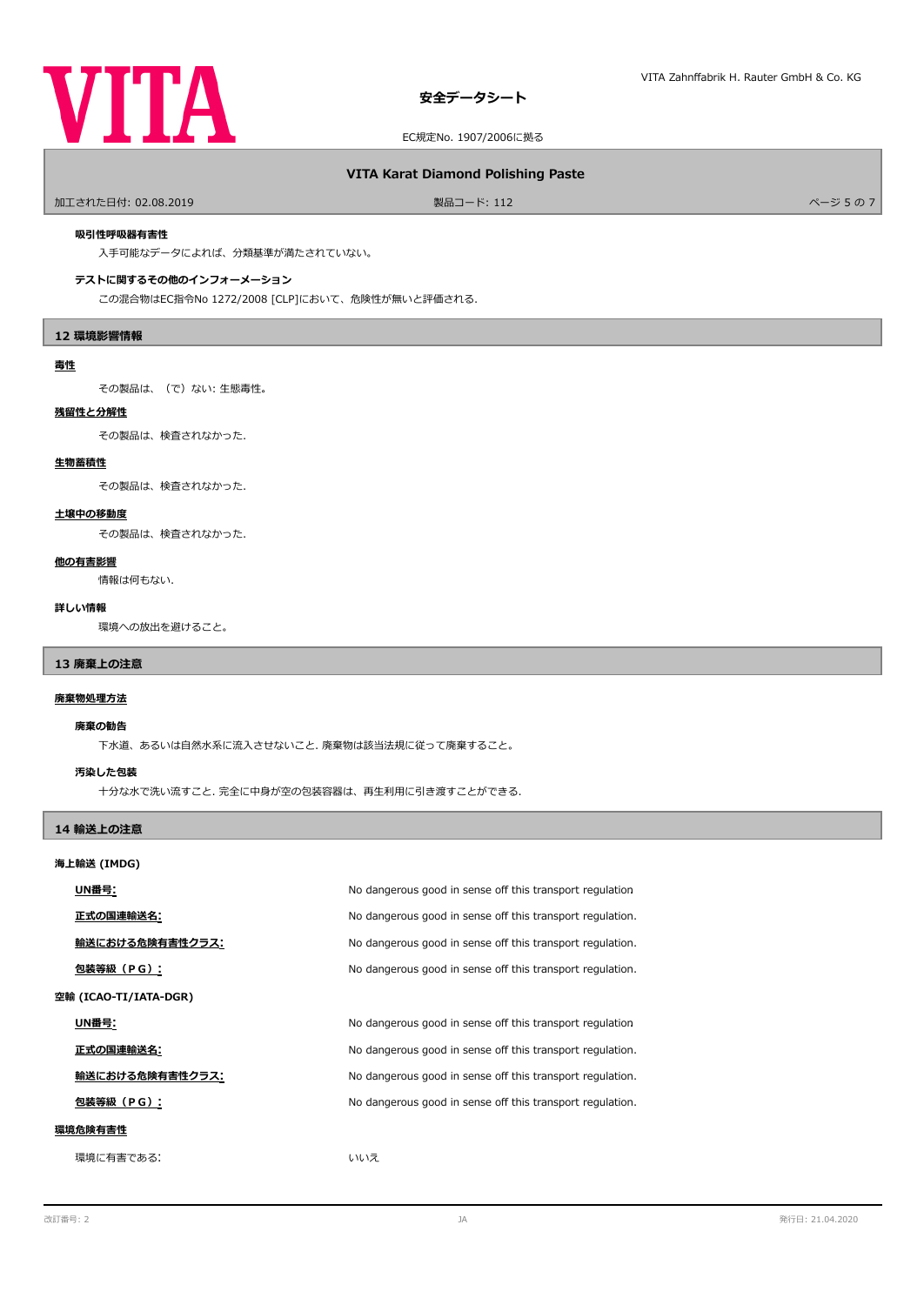**吸引性呼吸器有害性**

入手可能なデータによれば、分類基準が満たされていない。

**テストに関するその他のインフォーメーション**

この混合物はEC指令No 1272/2008 [CLP]において、危険性が無いと評価される.

## 12 環境影響情報

**毒性**

その製品は、（で）ない: 生態毒性。

**残留性と分解性**

その製品は、検査されなかった.

**生物蓄積性**

その製品は、検査されなかった.

**土壌中の移動度**

その製品は、検査されなかった.

**他の有害影響**

情報は何もない.

**詳しい情報**

環境への放出を避けること。

## 13 廃棄上の注意

**廃棄物処理方法**

**廃棄の勧告**

下水道、あるいは自然水系に流入させないこと. 廃棄物は該当法規に従って廃棄すること。

**汚染した包装**

十分な水で洗い流すこと. 完全に中身が空の包装容器は、再生利用に引き渡すことができる.

## 14 輸送上の注意

**海上輸送 (IMDG)**

| | |
|---|---|
| **UN番号:** | No dangerous good in sense off this transport regulation |
| **正式の国連輸送名:** | No dangerous good in sense off this transport regulation. |
| **輸送における危険有害性クラス:** | No dangerous good in sense off this transport regulation. |
| **包装等級（PG）:** | No dangerous good in sense off this transport regulation. |

**空輸 (ICAO-TI/IATA-DGR)**

| | |
|---|---|
| **UN番号:** | No dangerous good in sense off this transport regulation |
| **正式の国連輸送名:** | No dangerous good in sense off this transport regulation. |
| **輸送における危険有害性クラス:** | No dangerous good in sense off this transport regulation. |
| **包装等級（PG）:** | No dangerous good in sense off this transport regulation. |

**環境危険有害性**

| | |
|---|---|
| 環境に有害である: | いいえ |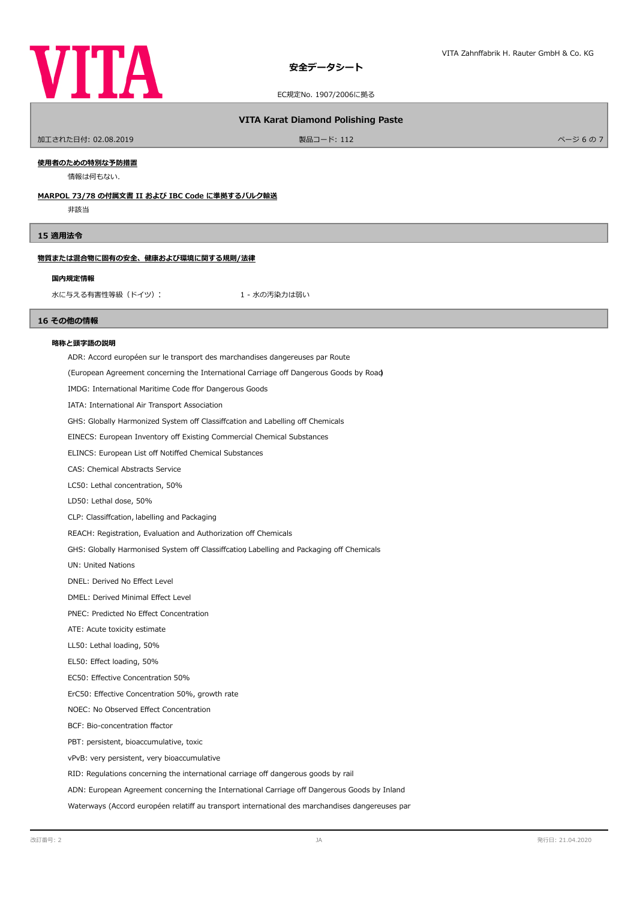**使用者のための特別な予防措置**

情報は何もない.

**MARPOL 73/78 の付属文書 II および IBC Code に準拠するバルク輸送**

非該当

## 15 適用法令

**物質または混合物に固有の安全、健康および環境に関する規則/法律**

### 国内規定情報

水に与える有害性等級（ドイツ）：　1 - 水の汚染力は弱い

## 16 その他の情報

### 略称と頭字語の説明

ADR: Accord européen sur le transport des marchandises dangereuses par Route

(European Agreement concerning the International Carriage off Dangerous Goods by Road)

IMDG: International Maritime Code ffor Dangerous Goods

IATA: International Air Transport Association

GHS: Globally Harmonized System off Classiffcation and Labelling off Chemicals

EINECS: European Inventory off Existing Commercial Chemical Substances

ELINCS: European List off Notiffed Chemical Substances

CAS: Chemical Abstracts Service

LC50: Lethal concentration, 50%

LD50: Lethal dose, 50%

CLP: Classiffcation, labelling and Packaging

REACH: Registration, Evaluation and Authorization off Chemicals

GHS: Globally Harmonised System off Classiffcation, Labelling and Packaging off Chemicals

UN: United Nations

DNEL: Derived No Effect Level

DMEL: Derived Minimal Effect Level

PNEC: Predicted No Effect Concentration

ATE: Acute toxicity estimate

LL50: Lethal loading, 50%

EL50: Effect loading, 50%

EC50: Effective Concentration 50%

ErC50: Effective Concentration 50%, growth rate

NOEC: No Observed Effect Concentration

BCF: Bio-concentration ffactor

PBT: persistent, bioaccumulative, toxic

vPvB: very persistent, very bioaccumulative

RID: Regulations concerning the international carriage off dangerous goods by rail

ADN: European Agreement concerning the International Carriage off Dangerous Goods by Inland

Waterways (Accord européen relatiff au transport international des marchandises dangereuses par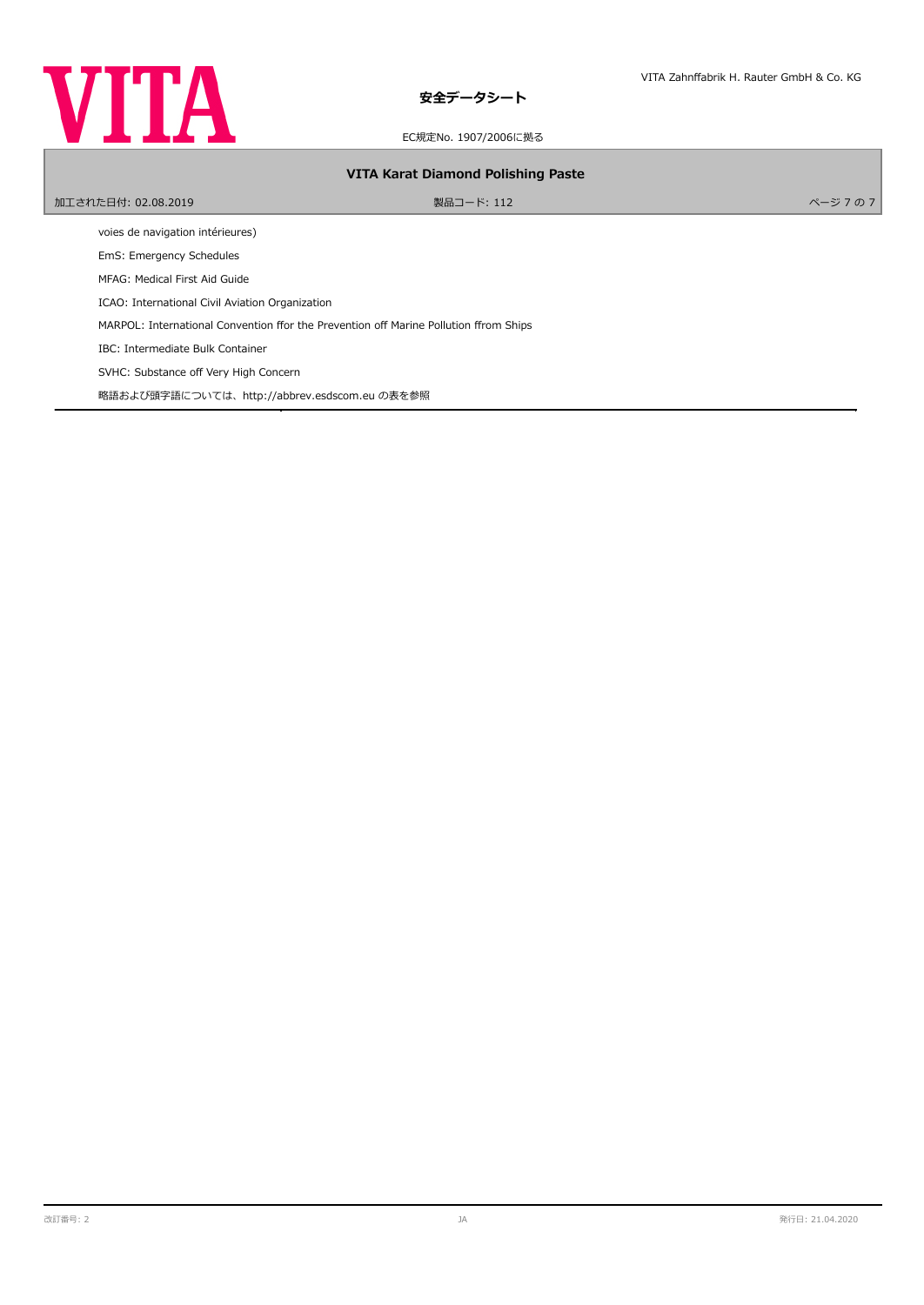voies de navigation intérieures)

EmS: Emergency Schedules

MFAG: Medical First Aid Guide

ICAO: International Civil Aviation Organization

MARPOL: International Convention ffor the Prevention off Marine Pollution ffrom Ships

IBC: Intermediate Bulk Container

SVHC: Substance off Very High Concern

略語および頭字語については、http://abbrev.esdscom.eu の表を参照